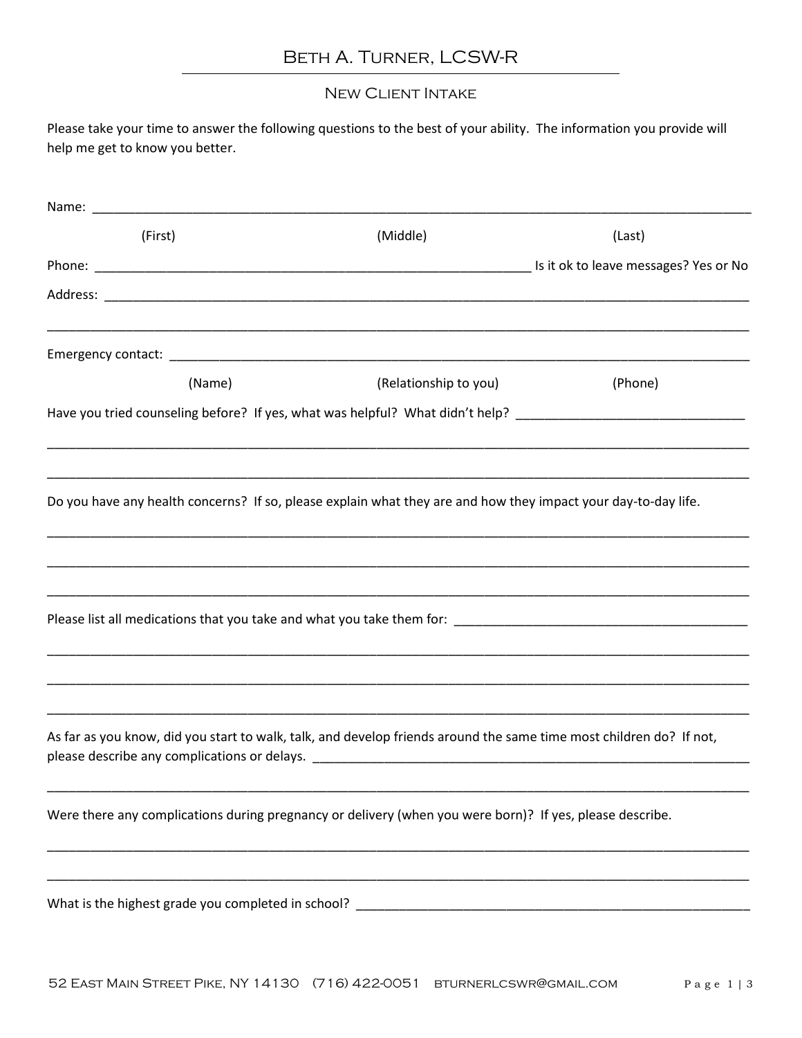# Beth A. Turner, LCSW-R

## New Client Intake

Please take your time to answer the following questions to the best of your ability. The information you provide will help me get to know you better.

Name: ______________________________________________________________________________

(First) (Middle) (Last)

Phone: ______________________________________________ Is it ok to leave messages? Yes or No

Address: ____________________________________________________________________________

_____________________________________________________________________________________

Emergency contact: ____________________________________________________________________

(Name) (Relationship to you) (Phone)

Have you tried counseling before? If yes, what was helpful? What didn't help? _________________________

_____________________________________________________________________________________

_____________________________________________________________________________________

Do you have any health concerns? If so, please explain what they are and how they impact your day-to-day life.

_____________________________________________________________________________________

_____________________________________________________________________________________

_____________________________________________________________________________________

Please list all medications that you take and what you take them for: _______________________________

_____________________________________________________________________________________

_____________________________________________________________________________________

_____________________________________________________________________________________

As far as you know, did you start to walk, talk, and develop friends around the same time most children do? If not, please describe any complications or delays. ______________________________________________

_____________________________________________________________________________________

Were there any complications during pregnancy or delivery (when you were born)? If yes, please describe.

_____________________________________________________________________________________

_____________________________________________________________________________________

What is the highest grade you completed in school? ___________________________________________

52 East Main Street Pike, NY 14130 (716) 422-0051 bturnerlcswr@gmail.com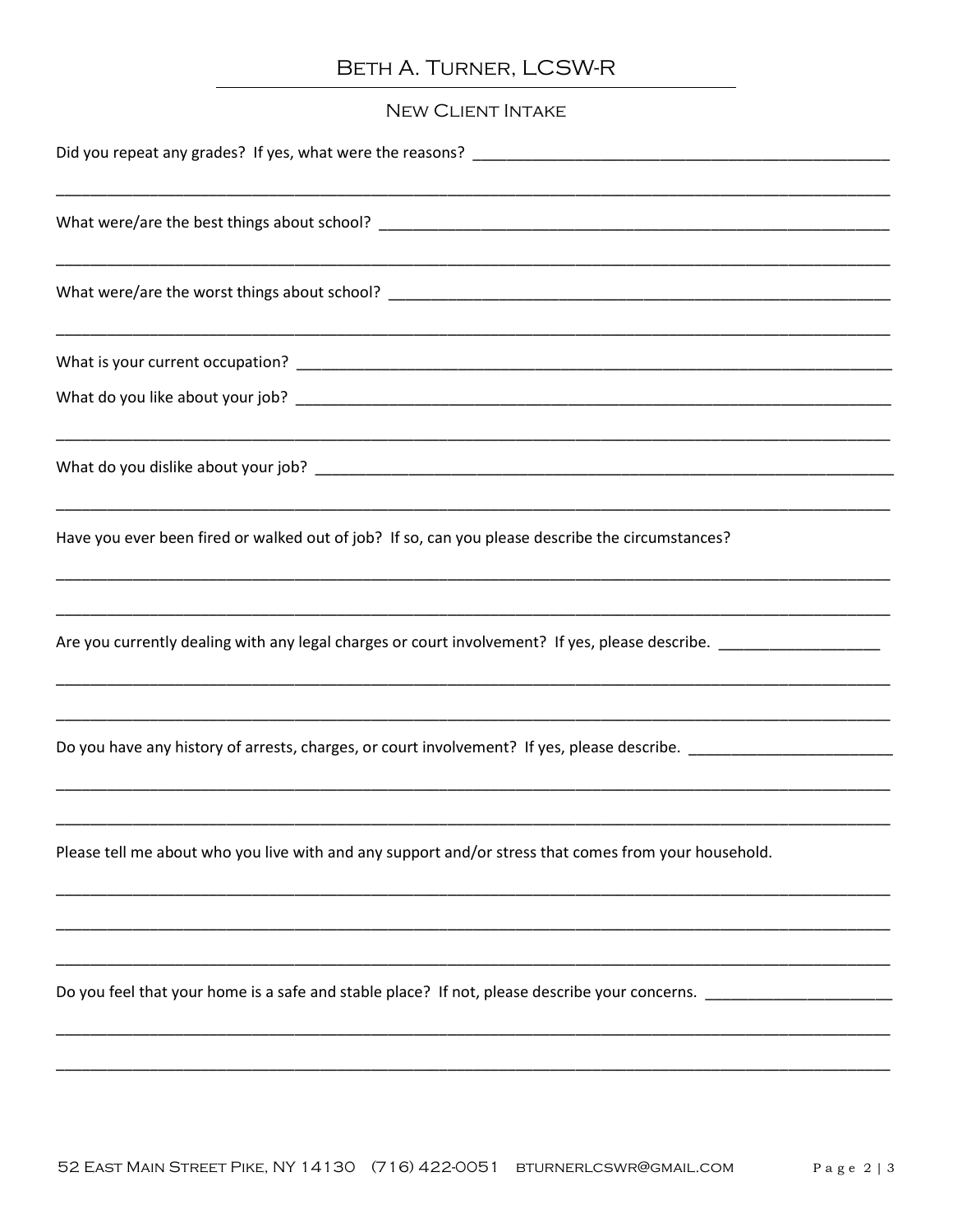# Beth A. Turner, LCSW-R

## New Client Intake

Did you repeat any grades? If yes, what were the reasons? ______________________________________________

____________________________________________________________________________________________

What were/are the best things about school? _____________________________________________________

____________________________________________________________________________________________

What were/are the worst things about school? ____________________________________________________

____________________________________________________________________________________________

What is your current occupation? _____________________________________________________________

What do you like about your job? _____________________________________________________________

____________________________________________________________________________________________

What do you dislike about your job? ___________________________________________________________

____________________________________________________________________________________________

Have you ever been fired or walked out of job? If so, can you please describe the circumstances?

____________________________________________________________________________________________

____________________________________________________________________________________________

Are you currently dealing with any legal charges or court involvement? If yes, please describe. ___________________

____________________________________________________________________________________________

____________________________________________________________________________________________

Do you have any history of arrests, charges, or court involvement? If yes, please describe. ______________________

____________________________________________________________________________________________

____________________________________________________________________________________________

Please tell me about who you live with and any support and/or stress that comes from your household.

____________________________________________________________________________________________

____________________________________________________________________________________________

____________________________________________________________________________________________

Do you feel that your home is a safe and stable place? If not, please describe your concerns. ____________________

____________________________________________________________________________________________

____________________________________________________________________________________________

52 East Main Street Pike, NY 14130 (716) 422-0051 bturnerlcswr@gmail.com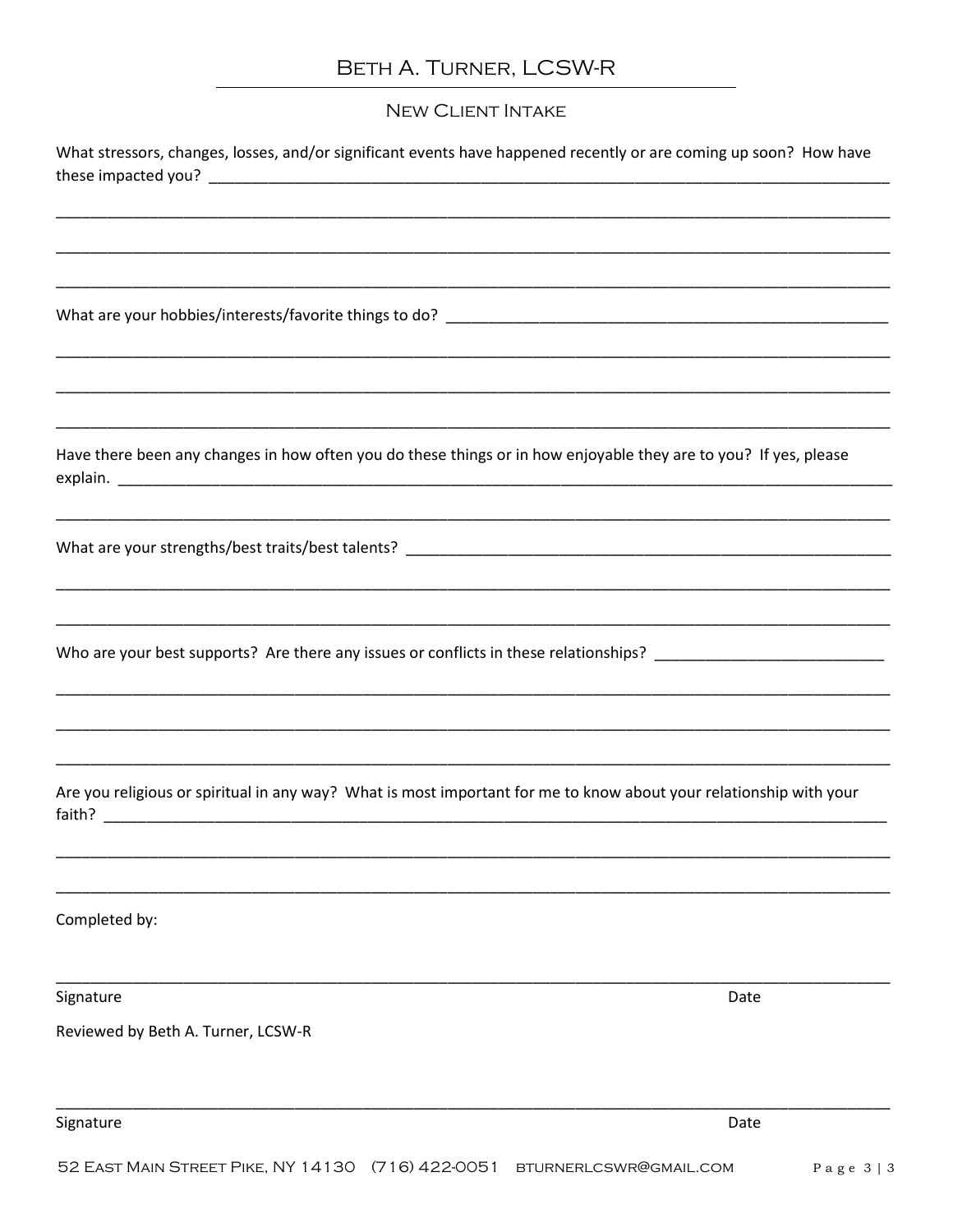# Beth A. Turner, LCSW-R

## New Client Intake

What stressors, changes, losses, and/or significant events have happened recently or are coming up soon? How have these impacted you? ______________________________________________________________________________

______________________________________________________________________________

______________________________________________________________________________

______________________________________________________________________________

What are your hobbies/interests/favorite things to do? ______________________________________________

______________________________________________________________________________

______________________________________________________________________________

______________________________________________________________________________

Have there been any changes in how often you do these things or in how enjoyable they are to you? If yes, please explain. ______________________________________________________________________________

______________________________________________________________________________

What are your strengths/best traits/best talents? __________________________________________________

______________________________________________________________________________

______________________________________________________________________________

Who are your best supports? Are there any issues or conflicts in these relationships? ___________________________

______________________________________________________________________________

______________________________________________________________________________

______________________________________________________________________________

Are you religious or spiritual in any way? What is most important for me to know about your relationship with your faith? ______________________________________________________________________________

______________________________________________________________________________

______________________________________________________________________________

Completed by:

______________________________________________________________________________

Signature Date

Reviewed by Beth A. Turner, LCSW-R

______________________________________________________________________________

Signature Date

52 East Main Street Pike, NY 14130 (716) 422-0051 bturnerlcswr@gmail.com